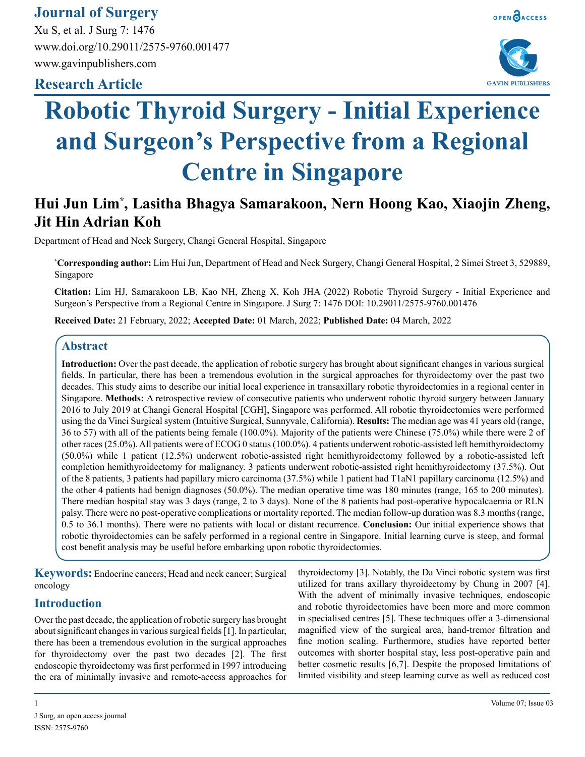Journal of Surgery

Xu S, et al. J Surg 7: 1476

www.doi.org/10.29011/2575-9760.001477

www.gavinpublishers.com

Research Article

# Robotic Thyroid Surgery - Initial Experience and Surgeon's Perspective from a Regional Centre in Singapore

**Hui Jun Lim*, Lasitha Bhagya Samarakoon, Nern Hoong Kao, Xiaojin Zheng, Jit Hin Adrian Koh**

Department of Head and Neck Surgery, Changi General Hospital, Singapore

***Corresponding author:** Lim Hui Jun, Department of Head and Neck Surgery, Changi General Hospital, 2 Simei Street 3, 529889, Singapore

**Citation:** Lim HJ, Samarakoon LB, Kao NH, Zheng X, Koh JHA (2022) Robotic Thyroid Surgery - Initial Experience and Surgeon's Perspective from a Regional Centre in Singapore. J Surg 7: 1476 DOI: 10.29011/2575-9760.001476

**Received Date:** 21 February, 2022; **Accepted Date:** 01 March, 2022; **Published Date:** 04 March, 2022

## Abstract

**Introduction:** Over the past decade, the application of robotic surgery has brought about significant changes in various surgical fields. In particular, there has been a tremendous evolution in the surgical approaches for thyroidectomy over the past two decades. This study aims to describe our initial local experience in transaxillary robotic thyroidectomies in a regional center in Singapore. **Methods:** A retrospective review of consecutive patients who underwent robotic thyroid surgery between January 2016 to July 2019 at Changi General Hospital [CGH], Singapore was performed. All robotic thyroidectomies were performed using the da Vinci Surgical system (Intuitive Surgical, Sunnyvale, California). **Results:** The median age was 41 years old (range, 36 to 57) with all of the patients being female (100.0%). Majority of the patients were Chinese (75.0%) while there were 2 of other races (25.0%). All patients were of ECOG 0 status (100.0%). 4 patients underwent robotic-assisted left hemithyroidectomy (50.0%) while 1 patient (12.5%) underwent robotic-assisted right hemithyroidectomy followed by a robotic-assisted left completion hemithyroidectomy for malignancy. 3 patients underwent robotic-assisted right hemithyroidectomy (37.5%). Out of the 8 patients, 3 patients had papillary micro carcinoma (37.5%) while 1 patient had T1aN1 papillary carcinoma (12.5%) and the other 4 patients had benign diagnoses (50.0%). The median operative time was 180 minutes (range, 165 to 200 minutes). There median hospital stay was 3 days (range, 2 to 3 days). None of the 8 patients had post-operative hypocalcaemia or RLN palsy. There were no post-operative complications or mortality reported. The median follow-up duration was 8.3 months (range, 0.5 to 36.1 months). There were no patients with local or distant recurrence. **Conclusion:** Our initial experience shows that robotic thyroidectomies can be safely performed in a regional centre in Singapore. Initial learning curve is steep, and formal cost benefit analysis may be useful before embarking upon robotic thyroidectomies.

**Keywords:** Endocrine cancers; Head and neck cancer; Surgical oncology

## Introduction

Over the past decade, the application of robotic surgery has brought about significant changes in various surgical fields [1]. In particular, there has been a tremendous evolution in the surgical approaches for thyroidectomy over the past two decades [2]. The first endoscopic thyroidectomy was first performed in 1997 introducing the era of minimally invasive and remote-access approaches for thyroidectomy [3]. Notably, the Da Vinci robotic system was first utilized for trans axillary thyroidectomy by Chung in 2007 [4]. With the advent of minimally invasive techniques, endoscopic and robotic thyroidectomies have been more and more common in specialised centres [5]. These techniques offer a 3-dimensional magnified view of the surgical area, hand-tremor filtration and fine motion scaling. Furthermore, studies have reported better outcomes with shorter hospital stay, less post-operative pain and better cosmetic results [6,7]. Despite the proposed limitations of limited visibility and steep learning curve as well as reduced cost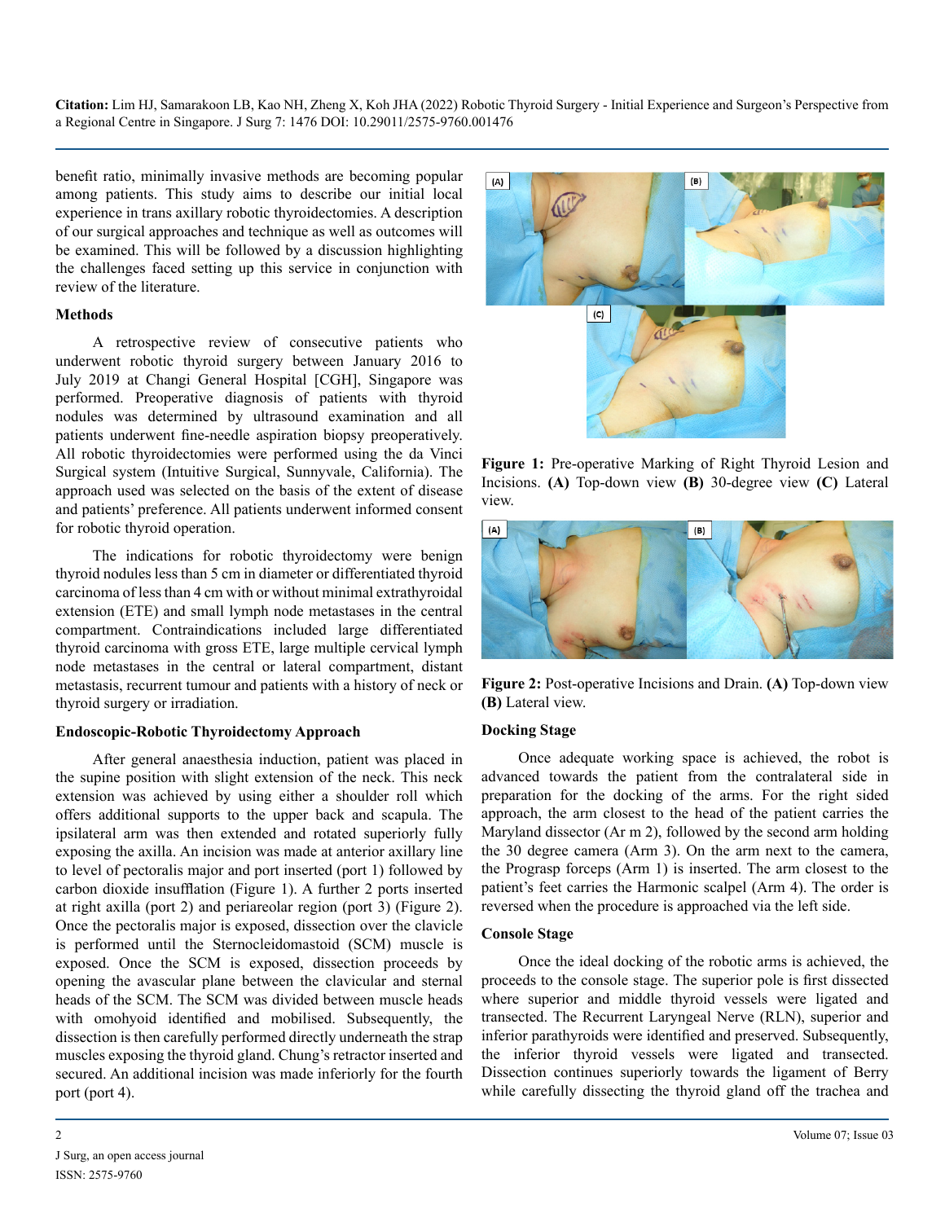benefit ratio, minimally invasive methods are becoming popular among patients. This study aims to describe our initial local experience in trans axillary robotic thyroidectomies. A description of our surgical approaches and technique as well as outcomes will be examined. This will be followed by a discussion highlighting the challenges faced setting up this service in conjunction with review of the literature.

## Methods

A retrospective review of consecutive patients who underwent robotic thyroid surgery between January 2016 to July 2019 at Changi General Hospital [CGH], Singapore was performed. Preoperative diagnosis of patients with thyroid nodules was determined by ultrasound examination and all patients underwent fine-needle aspiration biopsy preoperatively. All robotic thyroidectomies were performed using the da Vinci Surgical system (Intuitive Surgical, Sunnyvale, California). The approach used was selected on the basis of the extent of disease and patients' preference. All patients underwent informed consent for robotic thyroid operation.

The indications for robotic thyroidectomy were benign thyroid nodules less than 5 cm in diameter or differentiated thyroid carcinoma of less than 4 cm with or without minimal extrathyroidal extension (ETE) and small lymph node metastases in the central compartment. Contraindications included large differentiated thyroid carcinoma with gross ETE, large multiple cervical lymph node metastases in the central or lateral compartment, distant metastasis, recurrent tumour and patients with a history of neck or thyroid surgery or irradiation.

## Endoscopic-Robotic Thyroidectomy Approach

After general anaesthesia induction, patient was placed in the supine position with slight extension of the neck. This neck extension was achieved by using either a shoulder roll which offers additional supports to the upper back and scapula. The ipsilateral arm was then extended and rotated superiorly fully exposing the axilla. An incision was made at anterior axillary line to level of pectoralis major and port inserted (port 1) followed by carbon dioxide insufflation (Figure 1). A further 2 ports inserted at right axilla (port 2) and periareolar region (port 3) (Figure 2). Once the pectoralis major is exposed, dissection over the clavicle is performed until the Sternocleidomastoid (SCM) muscle is exposed. Once the SCM is exposed, dissection proceeds by opening the avascular plane between the clavicular and sternal heads of the SCM. The SCM was divided between muscle heads with omohyoid identified and mobilised. Subsequently, the dissection is then carefully performed directly underneath the strap muscles exposing the thyroid gland. Chung's retractor inserted and secured. An additional incision was made inferiorly for the fourth port (port 4).

**Figure 1:** Pre-operative Marking of Right Thyroid Lesion and Incisions. **(A)** Top-down view **(B)** 30-degree view **(C)** Lateral view.

**Figure 2:** Post-operative Incisions and Drain. **(A)** Top-down view **(B)** Lateral view.

## Docking Stage

Once adequate working space is achieved, the robot is advanced towards the patient from the contralateral side in preparation for the docking of the arms. For the right sided approach, the arm closest to the head of the patient carries the Maryland dissector (Ar m 2), followed by the second arm holding the 30 degree camera (Arm 3). On the arm next to the camera, the Prograsp forceps (Arm 1) is inserted. The arm closest to the patient's feet carries the Harmonic scalpel (Arm 4). The order is reversed when the procedure is approached via the left side.

## Console Stage

Once the ideal docking of the robotic arms is achieved, the proceeds to the console stage. The superior pole is first dissected where superior and middle thyroid vessels were ligated and transected. The Recurrent Laryngeal Nerve (RLN), superior and inferior parathyroids were identified and preserved. Subsequently, the inferior thyroid vessels were ligated and transected. Dissection continues superiorly towards the ligament of Berry while carefully dissecting the thyroid gland off the trachea and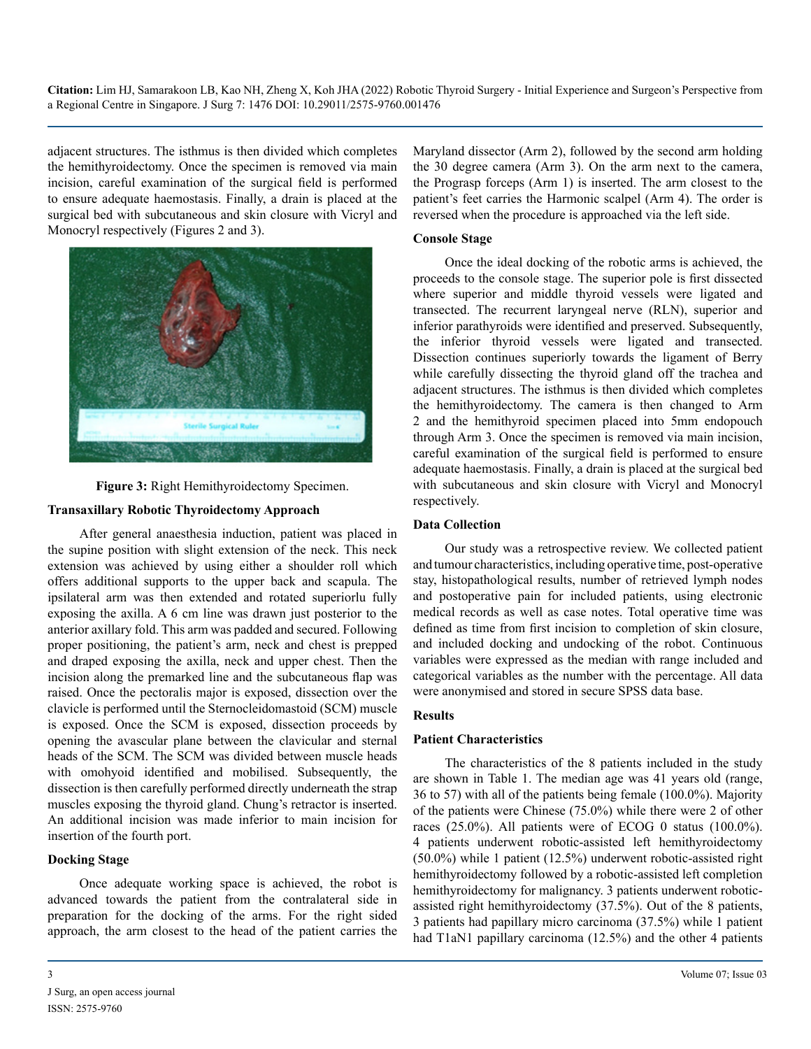adjacent structures. The isthmus is then divided which completes the hemithyroidectomy. Once the specimen is removed via main incision, careful examination of the surgical field is performed to ensure adequate haemostasis. Finally, a drain is placed at the surgical bed with subcutaneous and skin closure with Vicryl and Monocryl respectively (Figures 2 and 3).

**Figure 3:** Right Hemithyroidectomy Specimen.

### Transaxillary Robotic Thyroidectomy Approach

After general anaesthesia induction, patient was placed in the supine position with slight extension of the neck. This neck extension was achieved by using either a shoulder roll which offers additional supports to the upper back and scapula. The ipsilateral arm was then extended and rotated superiorlu fully exposing the axilla. A 6 cm line was drawn just posterior to the anterior axillary fold. This arm was padded and secured. Following proper positioning, the patient's arm, neck and chest is prepped and draped exposing the axilla, neck and upper chest. Then the incision along the premarked line and the subcutaneous flap was raised. Once the pectoralis major is exposed, dissection over the clavicle is performed until the Sternocleidomastoid (SCM) muscle is exposed. Once the SCM is exposed, dissection proceeds by opening the avascular plane between the clavicular and sternal heads of the SCM. The SCM was divided between muscle heads with omohyoid identified and mobilised. Subsequently, the dissection is then carefully performed directly underneath the strap muscles exposing the thyroid gland. Chung's retractor is inserted. An additional incision was made inferior to main incision for insertion of the fourth port.

### Docking Stage

Once adequate working space is achieved, the robot is advanced towards the patient from the contralateral side in preparation for the docking of the arms. For the right sided approach, the arm closest to the head of the patient carries the Maryland dissector (Arm 2), followed by the second arm holding the 30 degree camera (Arm 3). On the arm next to the camera, the Prograsp forceps (Arm 1) is inserted. The arm closest to the patient's feet carries the Harmonic scalpel (Arm 4). The order is reversed when the procedure is approached via the left side.

### Console Stage

Once the ideal docking of the robotic arms is achieved, the proceeds to the console stage. The superior pole is first dissected where superior and middle thyroid vessels were ligated and transected. The recurrent laryngeal nerve (RLN), superior and inferior parathyroids were identified and preserved. Subsequently, the inferior thyroid vessels were ligated and transected. Dissection continues superiorly towards the ligament of Berry while carefully dissecting the thyroid gland off the trachea and adjacent structures. The isthmus is then divided which completes the hemithyroidectomy. The camera is then changed to Arm 2 and the hemithyroid specimen placed into 5mm endopouch through Arm 3. Once the specimen is removed via main incision, careful examination of the surgical field is performed to ensure adequate haemostasis. Finally, a drain is placed at the surgical bed with subcutaneous and skin closure with Vicryl and Monocryl respectively.

### Data Collection

Our study was a retrospective review. We collected patient and tumour characteristics, including operative time, post-operative stay, histopathological results, number of retrieved lymph nodes and postoperative pain for included patients, using electronic medical records as well as case notes. Total operative time was defined as time from first incision to completion of skin closure, and included docking and undocking of the robot. Continuous variables were expressed as the median with range included and categorical variables as the number with the percentage. All data were anonymised and stored in secure SPSS data base.

## Results

### Patient Characteristics

The characteristics of the 8 patients included in the study are shown in Table 1. The median age was 41 years old (range, 36 to 57) with all of the patients being female (100.0%). Majority of the patients were Chinese (75.0%) while there were 2 of other races (25.0%). All patients were of ECOG 0 status (100.0%). 4 patients underwent robotic-assisted left hemithyroidectomy (50.0%) while 1 patient (12.5%) underwent robotic-assisted right hemithyroidectomy followed by a robotic-assisted left completion hemithyroidectomy for malignancy. 3 patients underwent robotic-assisted right hemithyroidectomy (37.5%). Out of the 8 patients, 3 patients had papillary micro carcinoma (37.5%) while 1 patient had T1aN1 papillary carcinoma (12.5%) and the other 4 patients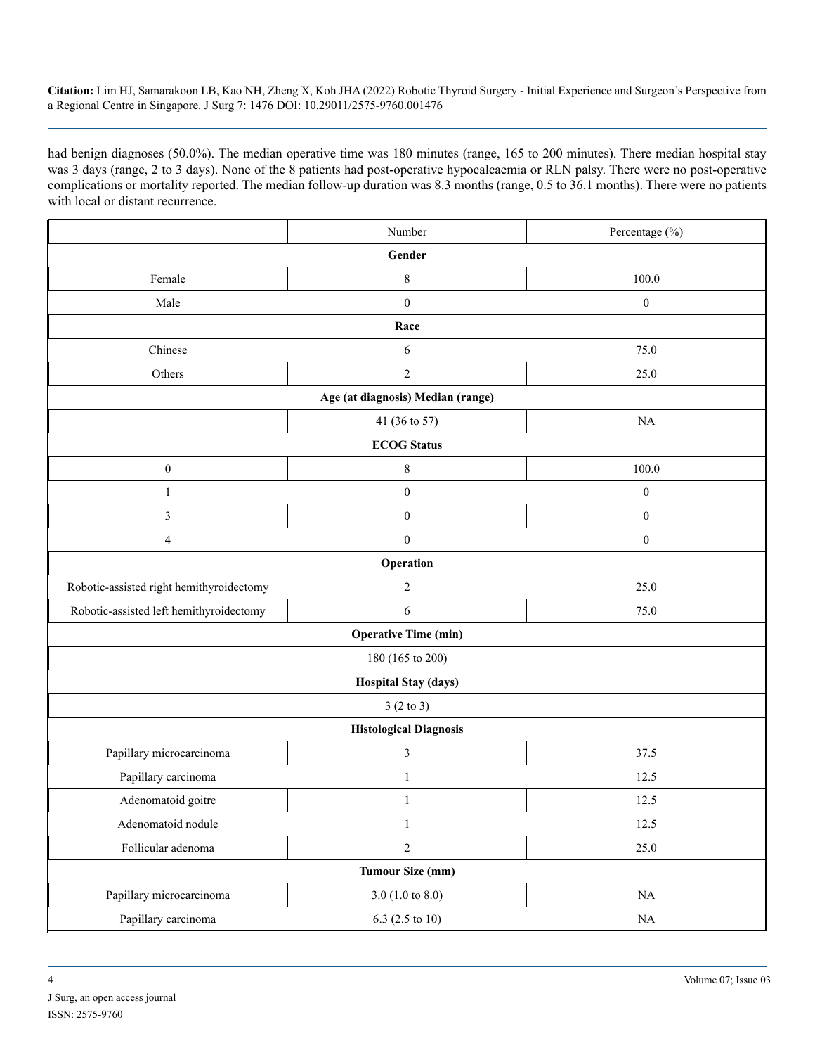had benign diagnoses (50.0%). The median operative time was 180 minutes (range, 165 to 200 minutes). There median hospital stay was 3 days (range, 2 to 3 days). None of the 8 patients had post-operative hypocalcaemia or RLN palsy. There were no post-operative complications or mortality reported. The median follow-up duration was 8.3 months (range, 0.5 to 36.1 months). There were no patients with local or distant recurrence.

| | Number | Percentage (%) |
|---|---|---|
| **Gender** | | |
| Female | 8 | 100.0 |
| Male | 0 | 0 |
| **Race** | | |
| Chinese | 6 | 75.0 |
| Others | 2 | 25.0 |
| **Age (at diagnosis) Median (range)** | | |
| | 41 (36 to 57) | NA |
| **ECOG Status** | | |
| 0 | 8 | 100.0 |
| 1 | 0 | 0 |
| 3 | 0 | 0 |
| 4 | 0 | 0 |
| **Operation** | | |
| Robotic-assisted right hemithyroidectomy | 2 | 25.0 |
| Robotic-assisted left hemithyroidectomy | 6 | 75.0 |
| **Operative Time (min)** | | |
| 180 (165 to 200) | | |
| **Hospital Stay (days)** | | |
| 3 (2 to 3) | | |
| **Histological Diagnosis** | | |
| Papillary microcarcinoma | 3 | 37.5 |
| Papillary carcinoma | 1 | 12.5 |
| Adenomatoid goitre | 1 | 12.5 |
| Adenomatoid nodule | 1 | 12.5 |
| Follicular adenoma | 2 | 25.0 |
| **Tumour Size (mm)** | | |
| Papillary microcarcinoma | 3.0 (1.0 to 8.0) | NA |
| Papillary carcinoma | 6.3 (2.5 to 10) | NA |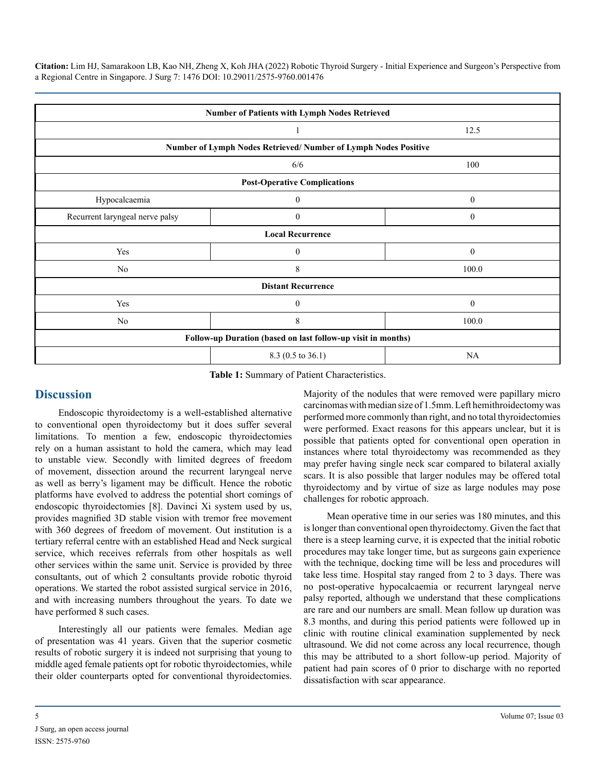| | | |
|---|---|---|
| **Number of Patients with Lymph Nodes Retrieved** | | |
| | 1 | 12.5 |
| **Number of Lymph Nodes Retrieved/ Number of Lymph Nodes Positive** | | |
| | 6/6 | 100 |
| **Post-Operative Complications** | | |
| Hypocalcaemia | 0 | 0 |
| Recurrent laryngeal nerve palsy | 0 | 0 |
| **Local Recurrence** | | |
| Yes | 0 | 0 |
| No | 8 | 100.0 |
| **Distant Recurrence** | | |
| Yes | 0 | 0 |
| No | 8 | 100.0 |
| **Follow-up Duration (based on last follow-up visit in months)** | | |
| | 8.3 (0.5 to 36.1) | NA |

**Table 1:** Summary of Patient Characteristics.

## Discussion

Endoscopic thyroidectomy is a well-established alternative to conventional open thyroidectomy but it does suffer several limitations. To mention a few, endoscopic thyroidectomies rely on a human assistant to hold the camera, which may lead to unstable view. Secondly with limited degrees of freedom of movement, dissection around the recurrent laryngeal nerve as well as berry's ligament may be difficult. Hence the robotic platforms have evolved to address the potential short comings of endoscopic thyroidectomies [8]. Davinci Xi system used by us, provides magnified 3D stable vision with tremor free movement with 360 degrees of freedom of movement. Out institution is a tertiary referral centre with an established Head and Neck surgical service, which receives referrals from other hospitals as well other services within the same unit. Service is provided by three consultants, out of which 2 consultants provide robotic thyroid operations. We started the robot assisted surgical service in 2016, and with increasing numbers throughout the years. To date we have performed 8 such cases.

Interestingly all our patients were females. Median age of presentation was 41 years. Given that the superior cosmetic results of robotic surgery it is indeed not surprising that young to middle aged female patients opt for robotic thyroidectomies, while their older counterparts opted for conventional thyroidectomies. Majority of the nodules that were removed were papillary micro carcinomas with median size of 1.5mm. Left hemithroidectomy was performed more commonly than right, and no total thyroidectomies were performed. Exact reasons for this appears unclear, but it is possible that patients opted for conventional open operation in instances where total thyroidectomy was recommended as they may prefer having single neck scar compared to bilateral axially scars. It is also possible that larger nodules may be offered total thyroidectomy and by virtue of size as large nodules may pose challenges for robotic approach.

Mean operative time in our series was 180 minutes, and this is longer than conventional open thyroidectomy. Given the fact that there is a steep learning curve, it is expected that the initial robotic procedures may take longer time, but as surgeons gain experience with the technique, docking time will be less and procedures will take less time. Hospital stay ranged from 2 to 3 days. There was no post-operative hypocalcaemia or recurrent laryngeal nerve palsy reported, although we understand that these complications are rare and our numbers are small. Mean follow up duration was 8.3 months, and during this period patients were followed up in clinic with routine clinical examination supplemented by neck ultrasound. We did not come across any local recurrence, though this may be attributed to a short follow-up period. Majority of patient had pain scores of 0 prior to discharge with no reported dissatisfaction with scar appearance.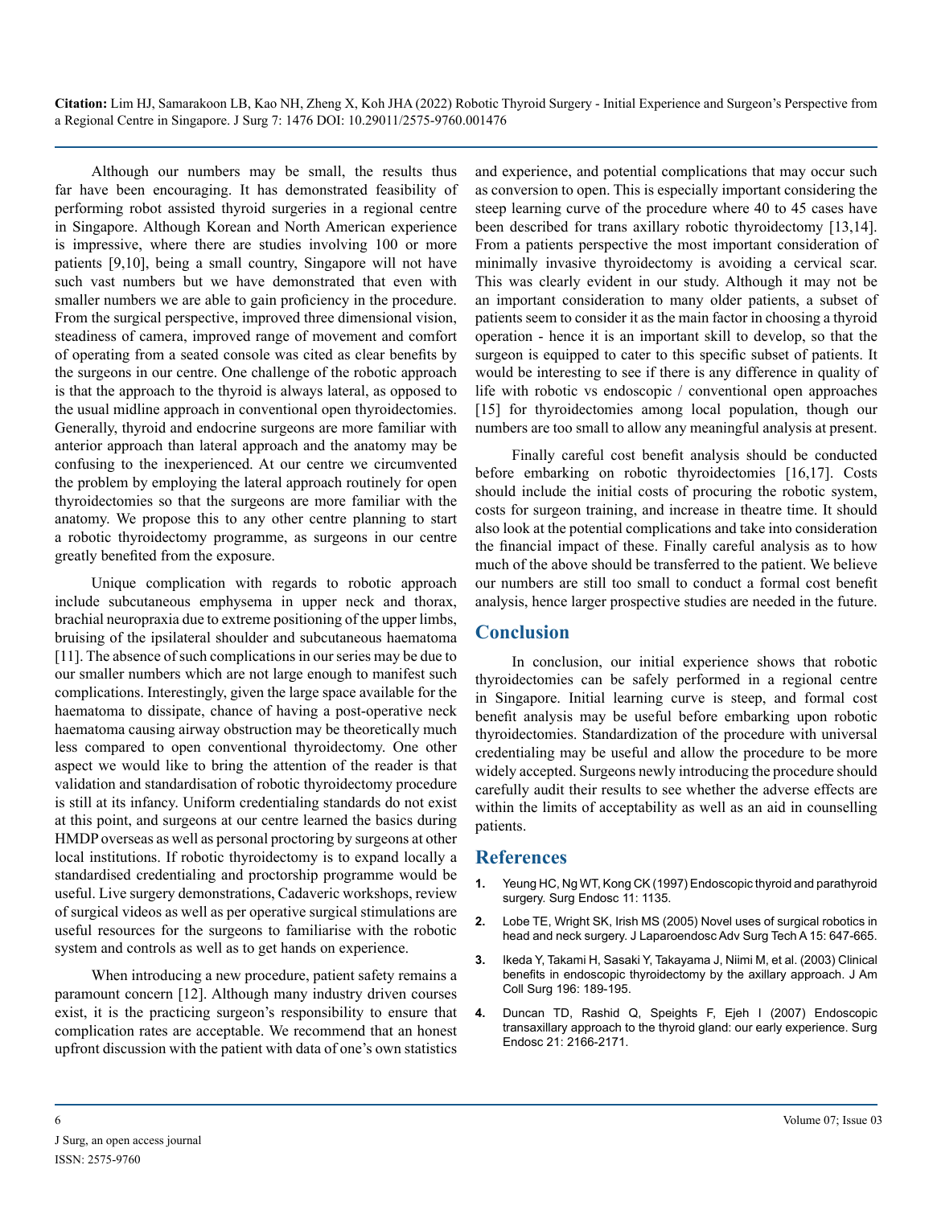Although our numbers may be small, the results thus far have been encouraging. It has demonstrated feasibility of performing robot assisted thyroid surgeries in a regional centre in Singapore. Although Korean and North American experience is impressive, where there are studies involving 100 or more patients [9,10], being a small country, Singapore will not have such vast numbers but we have demonstrated that even with smaller numbers we are able to gain proficiency in the procedure. From the surgical perspective, improved three dimensional vision, steadiness of camera, improved range of movement and comfort of operating from a seated console was cited as clear benefits by the surgeons in our centre. One challenge of the robotic approach is that the approach to the thyroid is always lateral, as opposed to the usual midline approach in conventional open thyroidectomies. Generally, thyroid and endocrine surgeons are more familiar with anterior approach than lateral approach and the anatomy may be confusing to the inexperienced. At our centre we circumvented the problem by employing the lateral approach routinely for open thyroidectomies so that the surgeons are more familiar with the anatomy. We propose this to any other centre planning to start a robotic thyroidectomy programme, as surgeons in our centre greatly benefited from the exposure.

Unique complication with regards to robotic approach include subcutaneous emphysema in upper neck and thorax, brachial neuropraxia due to extreme positioning of the upper limbs, bruising of the ipsilateral shoulder and subcutaneous haematoma [11]. The absence of such complications in our series may be due to our smaller numbers which are not large enough to manifest such complications. Interestingly, given the large space available for the haematoma to dissipate, chance of having a post-operative neck haematoma causing airway obstruction may be theoretically much less compared to open conventional thyroidectomy. One other aspect we would like to bring the attention of the reader is that validation and standardisation of robotic thyroidectomy procedure is still at its infancy. Uniform credentialing standards do not exist at this point, and surgeons at our centre learned the basics during HMDP overseas as well as personal proctoring by surgeons at other local institutions. If robotic thyroidectomy is to expand locally a standardised credentialing and proctorship programme would be useful. Live surgery demonstrations, Cadaveric workshops, review of surgical videos as well as per operative surgical stimulations are useful resources for the surgeons to familiarise with the robotic system and controls as well as to get hands on experience.

When introducing a new procedure, patient safety remains a paramount concern [12]. Although many industry driven courses exist, it is the practicing surgeon's responsibility to ensure that complication rates are acceptable. We recommend that an honest upfront discussion with the patient with data of one's own statistics and experience, and potential complications that may occur such as conversion to open. This is especially important considering the steep learning curve of the procedure where 40 to 45 cases have been described for trans axillary robotic thyroidectomy [13,14]. From a patients perspective the most important consideration of minimally invasive thyroidectomy is avoiding a cervical scar. This was clearly evident in our study. Although it may not be an important consideration to many older patients, a subset of patients seem to consider it as the main factor in choosing a thyroid operation - hence it is an important skill to develop, so that the surgeon is equipped to cater to this specific subset of patients. It would be interesting to see if there is any difference in quality of life with robotic vs endoscopic / conventional open approaches [15] for thyroidectomies among local population, though our numbers are too small to allow any meaningful analysis at present.

Finally careful cost benefit analysis should be conducted before embarking on robotic thyroidectomies [16,17]. Costs should include the initial costs of procuring the robotic system, costs for surgeon training, and increase in theatre time. It should also look at the potential complications and take into consideration the financial impact of these. Finally careful analysis as to how much of the above should be transferred to the patient. We believe our numbers are still too small to conduct a formal cost benefit analysis, hence larger prospective studies are needed in the future.

## Conclusion

In conclusion, our initial experience shows that robotic thyroidectomies can be safely performed in a regional centre in Singapore. Initial learning curve is steep, and formal cost benefit analysis may be useful before embarking upon robotic thyroidectomies. Standardization of the procedure with universal credentialing may be useful and allow the procedure to be more widely accepted. Surgeons newly introducing the procedure should carefully audit their results to see whether the adverse effects are within the limits of acceptability as well as an aid in counselling patients.

## References

1. Yeung HC, Ng WT, Kong CK (1997) Endoscopic thyroid and parathyroid surgery. Surg Endosc 11: 1135.
2. Lobe TE, Wright SK, Irish MS (2005) Novel uses of surgical robotics in head and neck surgery. J Laparoendosc Adv Surg Tech A 15: 647-665.
3. Ikeda Y, Takami H, Sasaki Y, Takayama J, Niimi M, et al. (2003) Clinical benefits in endoscopic thyroidectomy by the axillary approach. J Am Coll Surg 196: 189-195.
4. Duncan TD, Rashid Q, Speights F, Ejeh I (2007) Endoscopic transaxillary approach to the thyroid gland: our early experience. Surg Endosc 21: 2166-2171.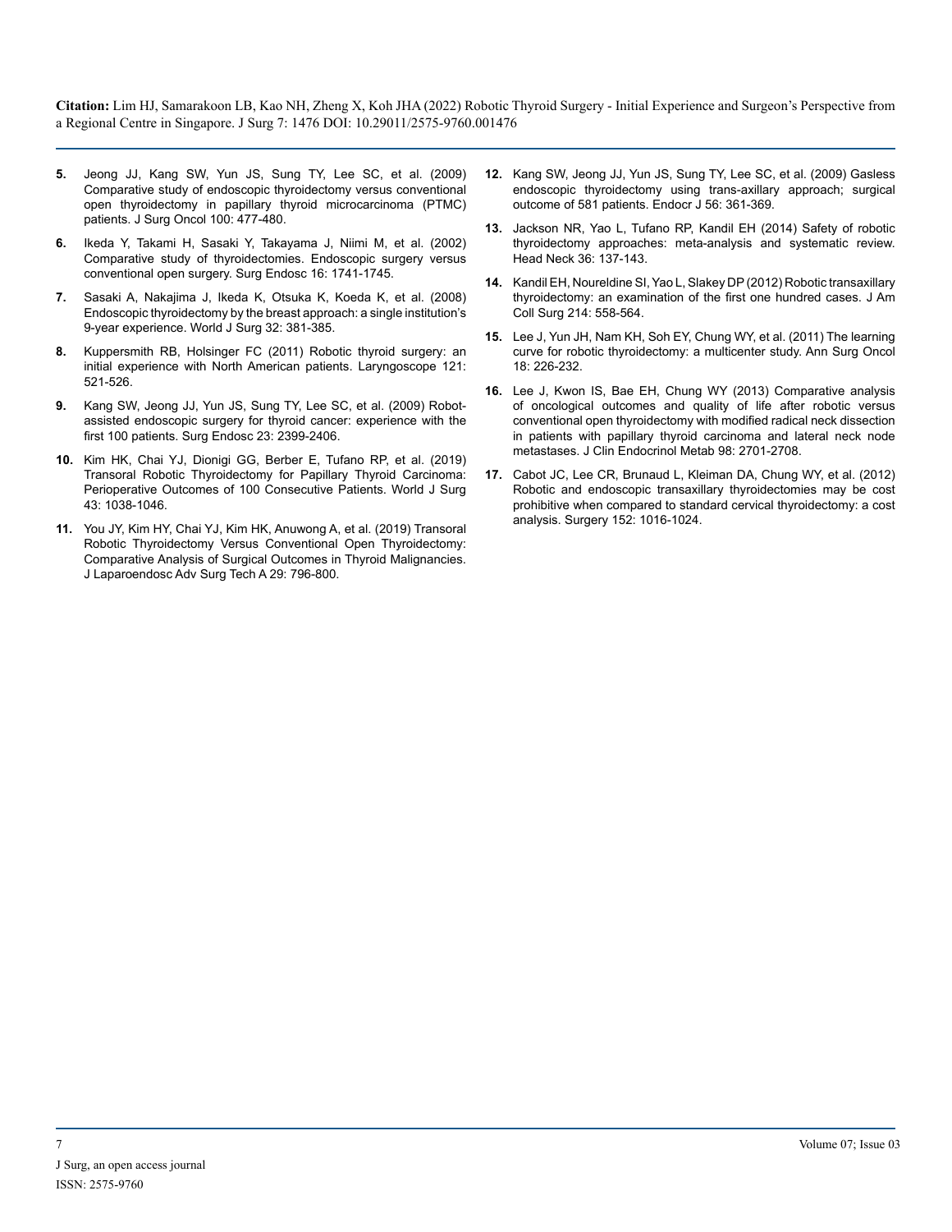5. Jeong JJ, Kang SW, Yun JS, Sung TY, Lee SC, et al. (2009) Comparative study of endoscopic thyroidectomy versus conventional open thyroidectomy in papillary thyroid microcarcinoma (PTMC) patients. J Surg Oncol 100: 477-480.

6. Ikeda Y, Takami H, Sasaki Y, Takayama J, Niimi M, et al. (2002) Comparative study of thyroidectomies. Endoscopic surgery versus conventional open surgery. Surg Endosc 16: 1741-1745.

7. Sasaki A, Nakajima J, Ikeda K, Otsuka K, Koeda K, et al. (2008) Endoscopic thyroidectomy by the breast approach: a single institution's 9-year experience. World J Surg 32: 381-385.

8. Kuppersmith RB, Holsinger FC (2011) Robotic thyroid surgery: an initial experience with North American patients. Laryngoscope 121: 521-526.

9. Kang SW, Jeong JJ, Yun JS, Sung TY, Lee SC, et al. (2009) Robot-assisted endoscopic surgery for thyroid cancer: experience with the first 100 patients. Surg Endosc 23: 2399-2406.

10. Kim HK, Chai YJ, Dionigi GG, Berber E, Tufano RP, et al. (2019) Transoral Robotic Thyroidectomy for Papillary Thyroid Carcinoma: Perioperative Outcomes of 100 Consecutive Patients. World J Surg 43: 1038-1046.

11. You JY, Kim HY, Chai YJ, Kim HK, Anuwong A, et al. (2019) Transoral Robotic Thyroidectomy Versus Conventional Open Thyroidectomy: Comparative Analysis of Surgical Outcomes in Thyroid Malignancies. J Laparoendosc Adv Surg Tech A 29: 796-800.

12. Kang SW, Jeong JJ, Yun JS, Sung TY, Lee SC, et al. (2009) Gasless endoscopic thyroidectomy using trans-axillary approach; surgical outcome of 581 patients. Endocr J 56: 361-369.

13. Jackson NR, Yao L, Tufano RP, Kandil EH (2014) Safety of robotic thyroidectomy approaches: meta-analysis and systematic review. Head Neck 36: 137-143.

14. Kandil EH, Noureldine SI, Yao L, Slakey DP (2012) Robotic transaxillary thyroidectomy: an examination of the first one hundred cases. J Am Coll Surg 214: 558-564.

15. Lee J, Yun JH, Nam KH, Soh EY, Chung WY, et al. (2011) The learning curve for robotic thyroidectomy: a multicenter study. Ann Surg Oncol 18: 226-232.

16. Lee J, Kwon IS, Bae EH, Chung WY (2013) Comparative analysis of oncological outcomes and quality of life after robotic versus conventional open thyroidectomy with modified radical neck dissection in patients with papillary thyroid carcinoma and lateral neck node metastases. J Clin Endocrinol Metab 98: 2701-2708.

17. Cabot JC, Lee CR, Brunaud L, Kleiman DA, Chung WY, et al. (2012) Robotic and endoscopic transaxillary thyroidectomies may be cost prohibitive when compared to standard cervical thyroidectomy: a cost analysis. Surgery 152: 1016-1024.